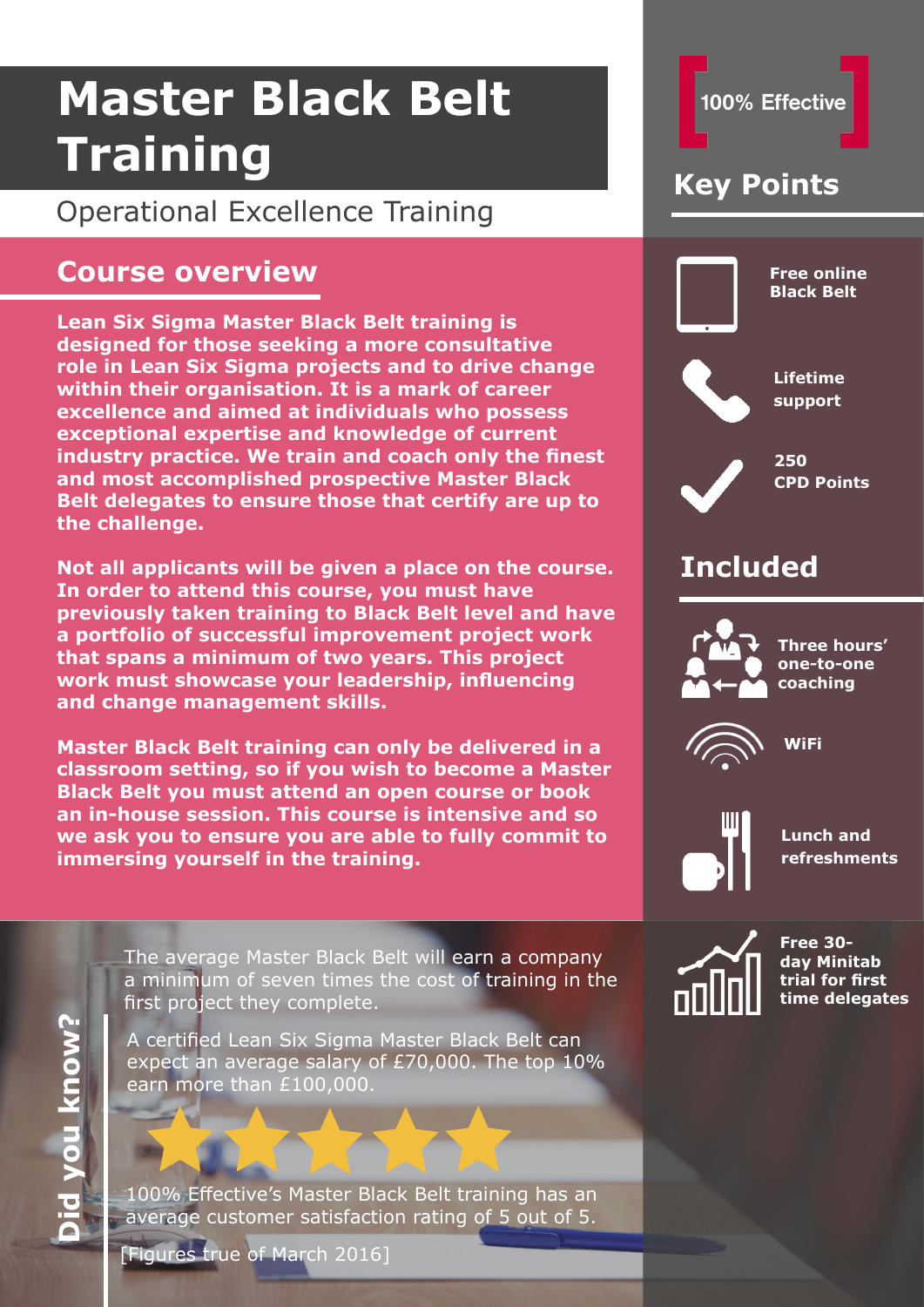# Master Black Belt Training

Operational Excellence Training

## Course overview

**Lean Six Sigma Master Black Belt training is designed for those seeking a more consultative role in Lean Six Sigma projects and to drive change within their organisation. It is a mark of career excellence and aimed at individuals who possess exceptional expertise and knowledge of current industry practice. We train and coach only the finest and most accomplished prospective Master Black Belt delegates to ensure those that certify are up to the challenge.**

**Not all applicants will be given a place on the course. In order to attend this course, you must have previously taken training to Black Belt level and have a portfolio of successful improvement project work that spans a minimum of two years. This project work must showcase your leadership, influencing and change management skills.**

**Master Black Belt training can only be delivered in a classroom setting, so if you wish to become a Master Black Belt you must attend an open course or book an in-house session. This course is intensive and so we ask you to ensure you are able to fully commit to immersing yourself in the training.**

## Did you know?

The average Master Black Belt will earn a company a minimum of seven times the cost of training in the first project they complete.

A certified Lean Six Sigma Master Black Belt can expect an average salary of £70,000. The top 10% earn more than £100,000.

100% Effective's Master Black Belt training has an average customer satisfaction rating of 5 out of 5.

[Figures true of March 2016]

100% Effective

## Key Points

- **Free online Black Belt**
- **Lifetime support**
- **250 CPD Points**

## Included

- **Three hours' one-to-one coaching**
- **WiFi**
- **Lunch and refreshments**
- **Free 30-day Minitab trial for first time delegates**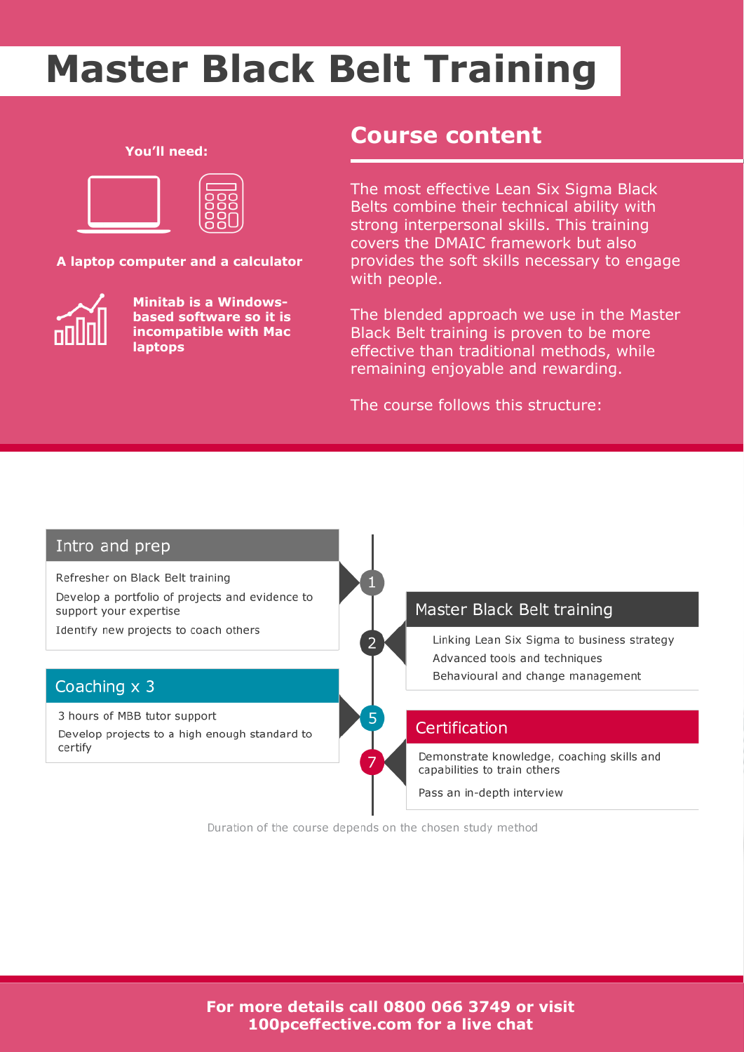# Master Black Belt Training

**You'll need:**

**A laptop computer and a calculator**

**Minitab is a Windows-based software so it is incompatible with Mac laptops**

## Course content

The most effective Lean Six Sigma Black Belts combine their technical ability with strong interpersonal skills. This training covers the DMAIC framework but also provides the soft skills necessary to engage with people.

The blended approach we use in the Master Black Belt training is proven to be more effective than traditional methods, while remaining enjoyable and rewarding.

The course follows this structure:

### 1. Intro and prep

- Refresher on Black Belt training
- Develop a portfolio of projects and evidence to support your expertise
- Identify new projects to coach others

### 2. Master Black Belt training

- Linking Lean Six Sigma to business strategy
- Advanced tools and techniques
- Behavioural and change management

### 5. Coaching x 3

- 3 hours of MBB tutor support
- Develop projects to a high enough standard to certify

### 7. Certification

- Demonstrate knowledge, coaching skills and capabilities to train others
- Pass an in-depth interview

Duration of the course depends on the chosen study method

**For more details call 0800 066 3749 or visit 100pceffective.com for a live chat**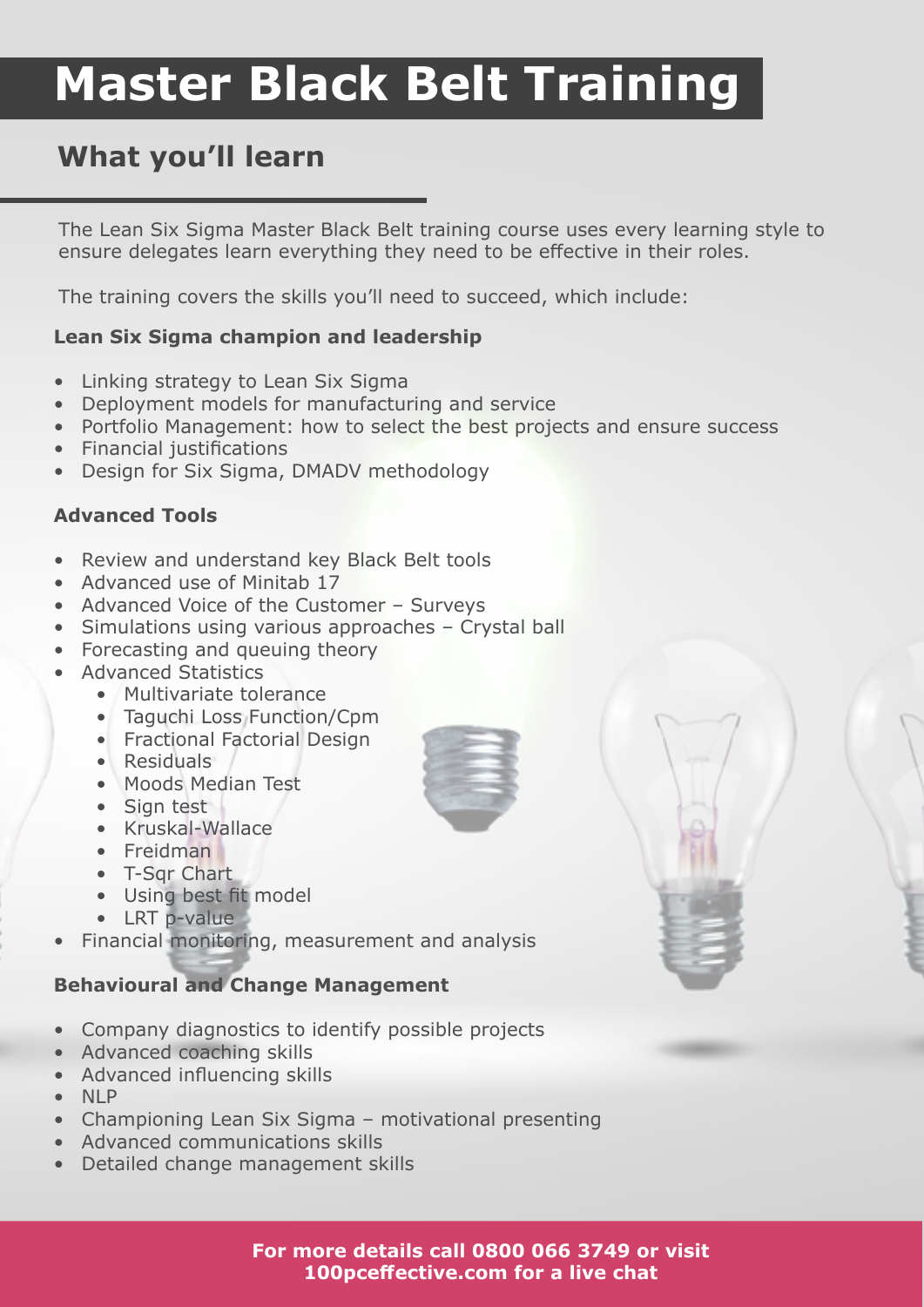# Master Black Belt Training

## What you'll learn

The Lean Six Sigma Master Black Belt training course uses every learning style to ensure delegates learn everything they need to be effective in their roles.

The training covers the skills you'll need to succeed, which include:

**Lean Six Sigma champion and leadership**

- Linking strategy to Lean Six Sigma
- Deployment models for manufacturing and service
- Portfolio Management: how to select the best projects and ensure success
- Financial justifications
- Design for Six Sigma, DMADV methodology

**Advanced Tools**

- Review and understand key Black Belt tools
- Advanced use of Minitab 17
- Advanced Voice of the Customer – Surveys
- Simulations using various approaches – Crystal ball
- Forecasting and queuing theory
- Advanced Statistics
    - Multivariate tolerance
    - Taguchi Loss Function/Cpm
    - Fractional Factorial Design
    - Residuals
    - Moods Median Test
    - Sign test
    - Kruskal-Wallace
    - Freidman
    - T-Sqr Chart
    - Using best fit model
    - LRT p-value
- Financial monitoring, measurement and analysis

**Behavioural and Change Management**

- Company diagnostics to identify possible projects
- Advanced coaching skills
- Advanced influencing skills
- NLP
- Championing Lean Six Sigma – motivational presenting
- Advanced communications skills
- Detailed change management skills

**For more details call 0800 066 3749 or visit 100pceffective.com for a live chat**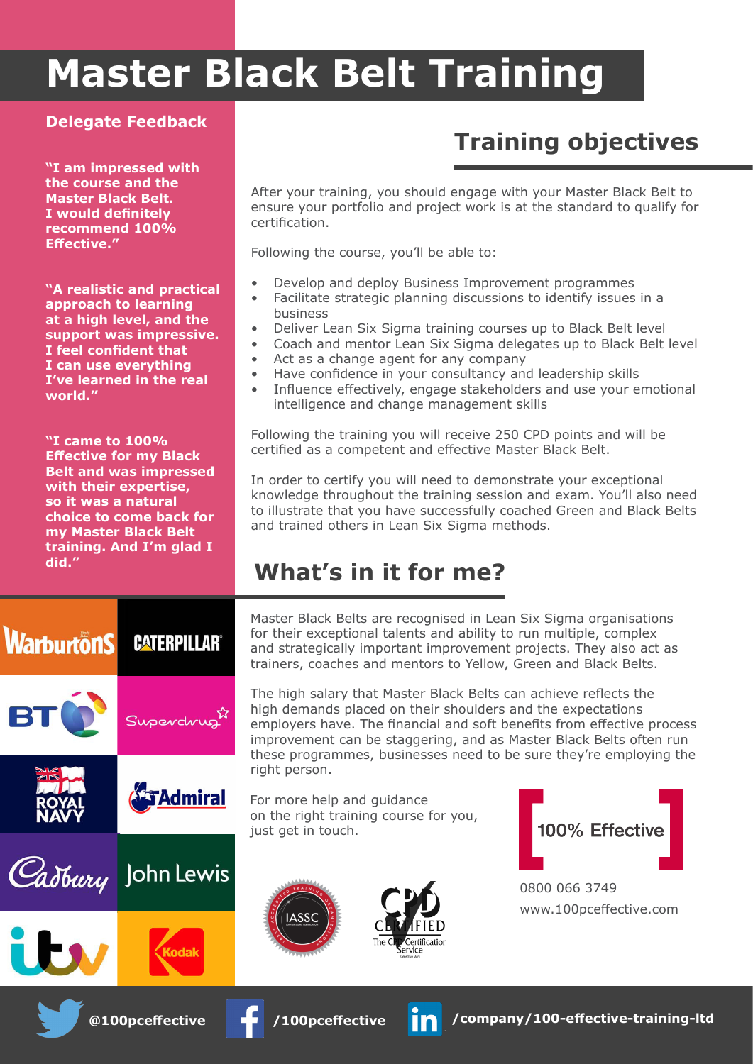# Master Black Belt Training

## Delegate Feedback

**"I am impressed with the course and the Master Black Belt. I would definitely recommend 100% Effective."**

**"A realistic and practical approach to learning at a high level, and the support was impressive. I feel confident that I can use everything I've learned in the real world."**

**"I came to 100% Effective for my Black Belt and was impressed with their expertise, so it was a natural choice to come back for my Master Black Belt training. And I'm glad I did."**

## Training objectives

After your training, you should engage with your Master Black Belt to ensure your portfolio and project work is at the standard to qualify for certification.

Following the course, you'll be able to:

- Develop and deploy Business Improvement programmes
- Facilitate strategic planning discussions to identify issues in a business
- Deliver Lean Six Sigma training courses up to Black Belt level
- Coach and mentor Lean Six Sigma delegates up to Black Belt level
- Act as a change agent for any company
- Have confidence in your consultancy and leadership skills
- Influence effectively, engage stakeholders and use your emotional intelligence and change management skills

Following the training you will receive 250 CPD points and will be certified as a competent and effective Master Black Belt.

In order to certify you will need to demonstrate your exceptional knowledge throughout the training session and exam. You'll also need to illustrate that you have successfully coached Green and Black Belts and trained others in Lean Six Sigma methods.

## What's in it for me?

Master Black Belts are recognised in Lean Six Sigma organisations for their exceptional talents and ability to run multiple, complex and strategically important improvement projects. They also act as trainers, coaches and mentors to Yellow, Green and Black Belts.

The high salary that Master Black Belts can achieve reflects the high demands placed on their shoulders and the expectations employers have. The financial and soft benefits from effective process improvement can be staggering, and as Master Black Belts often run these programmes, businesses need to be sure they're employing the right person.

For more help and guidance on the right training course for you, just get in touch.

100% Effective

0800 066 3749

www.100pceffective.com

@100pceffective

/100pceffective

/company/100-effective-training-ltd